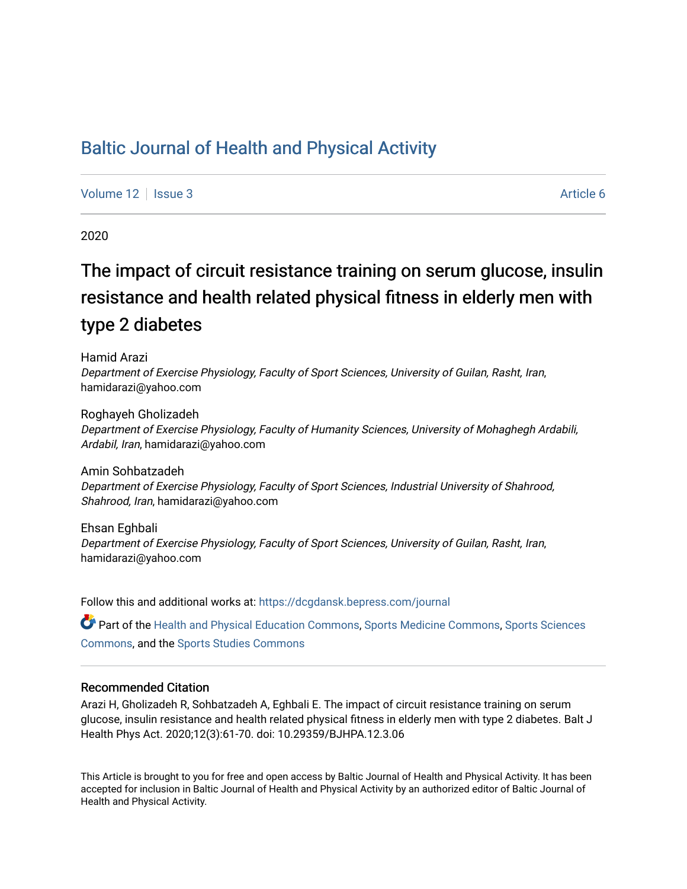# Baltic Journal of Health and Physical Activity

Volume 12 | Issue 3 Article 6

2020

## The impact of circuit resistance training on serum glucose, insulin resistance and health related physical fitness in elderly men with type 2 diabetes

Hamid Arazi
*Department of Exercise Physiology, Faculty of Sport Sciences, University of Guilan, Rasht, Iran*, hamidarazi@yahoo.com

Roghayeh Gholizadeh
*Department of Exercise Physiology, Faculty of Humanity Sciences, University of Mohaghegh Ardabili, Ardabil, Iran*, hamidarazi@yahoo.com

Amin Sohbatzadeh
*Department of Exercise Physiology, Faculty of Sport Sciences, Industrial University of Shahrood, Shahrood, Iran*, hamidarazi@yahoo.com

Ehsan Eghbali
*Department of Exercise Physiology, Faculty of Sport Sciences, University of Guilan, Rasht, Iran*, hamidarazi@yahoo.com

Follow this and additional works at: https://dcgdansk.bepress.com/journal

Part of the Health and Physical Education Commons, Sports Medicine Commons, Sports Sciences Commons, and the Sports Studies Commons

### Recommended Citation

Arazi H, Gholizadeh R, Sohbatzadeh A, Eghbali E. The impact of circuit resistance training on serum glucose, insulin resistance and health related physical fitness in elderly men with type 2 diabetes. Balt J Health Phys Act. 2020;12(3):61-70. doi: 10.29359/BJHPA.12.3.06

This Article is brought to you for free and open access by Baltic Journal of Health and Physical Activity. It has been accepted for inclusion in Baltic Journal of Health and Physical Activity by an authorized editor of Baltic Journal of Health and Physical Activity.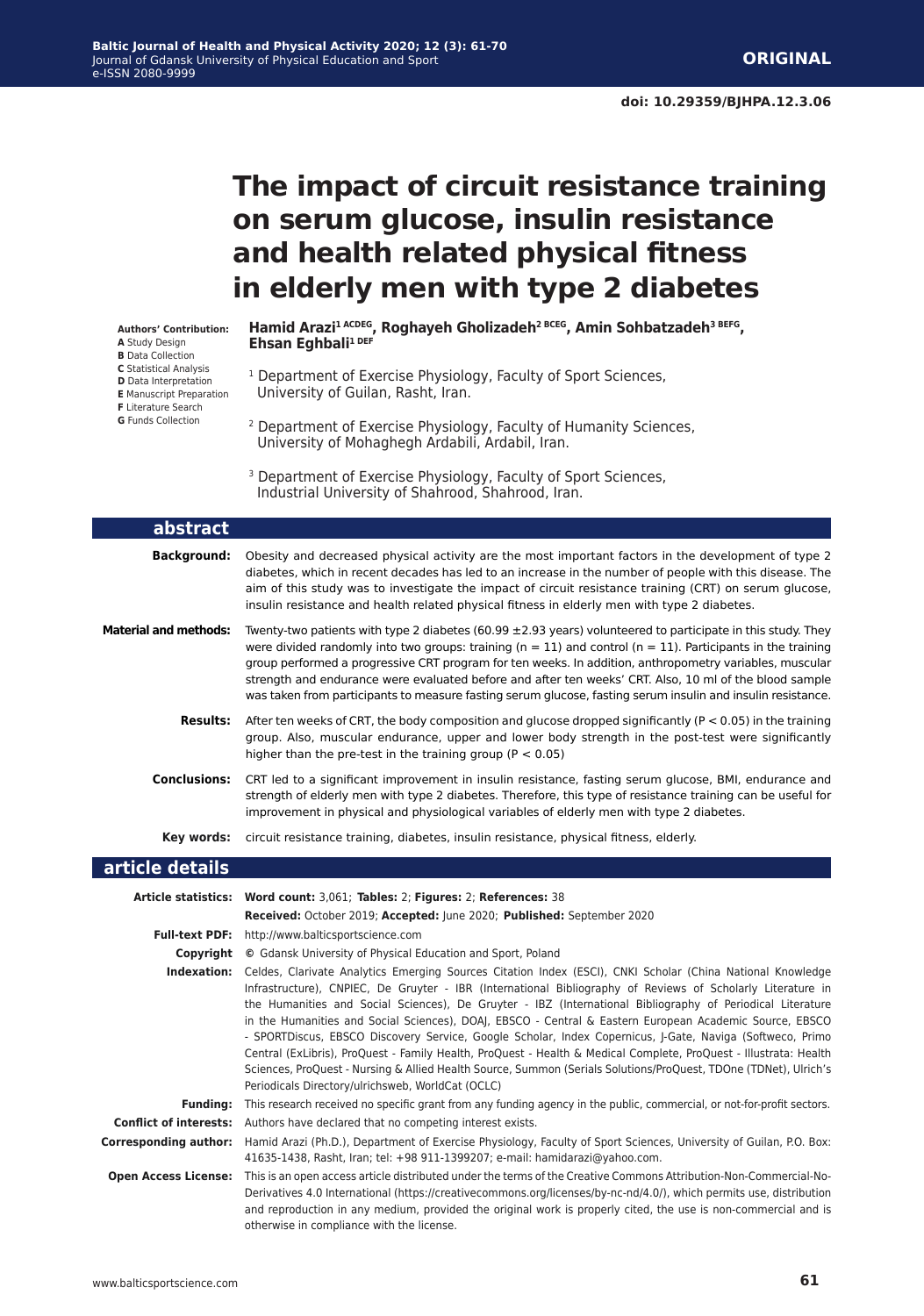ORIGINAL

doi: 10.29359/BJHPA.12.3.06

# The impact of circuit resistance training on serum glucose, insulin resistance and health related physical fitness in elderly men with type 2 diabetes

**Authors' Contribution:**
**A** Study Design
**B** Data Collection
**C** Statistical Analysis
**D** Data Interpretation
**E** Manuscript Preparation
**F** Literature Search
**G** Funds Collection

**Hamid Arazi[1 ACDEG], Roghayeh Gholizadeh[2 BCEG], Amin Sohbatzadeh[3 BEFG], Ehsan Eghbali[1 DEF]**

[1] Department of Exercise Physiology, Faculty of Sport Sciences, University of Guilan, Rasht, Iran.

[2] Department of Exercise Physiology, Faculty of Humanity Sciences, University of Mohaghegh Ardabili, Ardabil, Iran.

[3] Department of Exercise Physiology, Faculty of Sport Sciences, Industrial University of Shahrood, Shahrood, Iran.

## abstract

**Background:** Obesity and decreased physical activity are the most important factors in the development of type 2 diabetes, which in recent decades has led to an increase in the number of people with this disease. The aim of this study was to investigate the impact of circuit resistance training (CRT) on serum glucose, insulin resistance and health related physical fitness in elderly men with type 2 diabetes.

**Material and methods:** Twenty-two patients with type 2 diabetes (60.99 ±2.93 years) volunteered to participate in this study. They were divided randomly into two groups: training (n = 11) and control (n = 11). Participants in the training group performed a progressive CRT program for ten weeks. In addition, anthropometry variables, muscular strength and endurance were evaluated before and after ten weeks' CRT. Also, 10 ml of the blood sample was taken from participants to measure fasting serum glucose, fasting serum insulin and insulin resistance.

**Results:** After ten weeks of CRT, the body composition and glucose dropped significantly ($P < 0.05$) in the training group. Also, muscular endurance, upper and lower body strength in the post-test were significantly higher than the pre-test in the training group ($P < 0.05$)

**Conclusions:** CRT led to a significant improvement in insulin resistance, fasting serum glucose, BMI, endurance and strength of elderly men with type 2 diabetes. Therefore, this type of resistance training can be useful for improvement in physical and physiological variables of elderly men with type 2 diabetes.

**Key words:** circuit resistance training, diabetes, insulin resistance, physical fitness, elderly.

## article details

**Article statistics:** **Word count:** 3,061; **Tables:** 2; **Figures:** 2; **References:** 38
**Received:** October 2019; **Accepted:** June 2020; **Published:** September 2020

**Full-text PDF:** http://www.balticsportscience.com

**Copyright** © Gdansk University of Physical Education and Sport, Poland

**Indexation:** Celdes, Clarivate Analytics Emerging Sources Citation Index (ESCI), CNKI Scholar (China National Knowledge Infrastructure), CNPIEC, De Gruyter - IBR (International Bibliography of Reviews of Scholarly Literature in the Humanities and Social Sciences), De Gruyter - IBZ (International Bibliography of Periodical Literature in the Humanities and Social Sciences), DOAJ, EBSCO - Central & Eastern European Academic Source, EBSCO - SPORTDiscus, EBSCO Discovery Service, Google Scholar, Index Copernicus, J-Gate, Naviga (Softweco, Primo Central (ExLibris), ProQuest - Family Health, ProQuest - Health & Medical Complete, ProQuest - Illustrata: Health Sciences, ProQuest - Nursing & Allied Health Source, Summon (Serials Solutions/ProQuest, TDOne (TDNet), Ulrich's Periodicals Directory/ulrichsweb, WorldCat (OCLC)

**Funding:** This research received no specific grant from any funding agency in the public, commercial, or not-for-profit sectors.

**Conflict of interests:** Authors have declared that no competing interest exists.

**Corresponding author:** Hamid Arazi (Ph.D.), Department of Exercise Physiology, Faculty of Sport Sciences, University of Guilan, P.O. Box: 41635-1438, Rasht, Iran; tel: +98 911-1399207; e-mail: hamidarazi@yahoo.com.

**Open Access License:** This is an open access article distributed under the terms of the Creative Commons Attribution-Non-Commercial-No-Derivatives 4.0 International (https://creativecommons.org/licenses/by-nc-nd/4.0/), which permits use, distribution and reproduction in any medium, provided the original work is properly cited, the use is non-commercial and is otherwise in compliance with the license.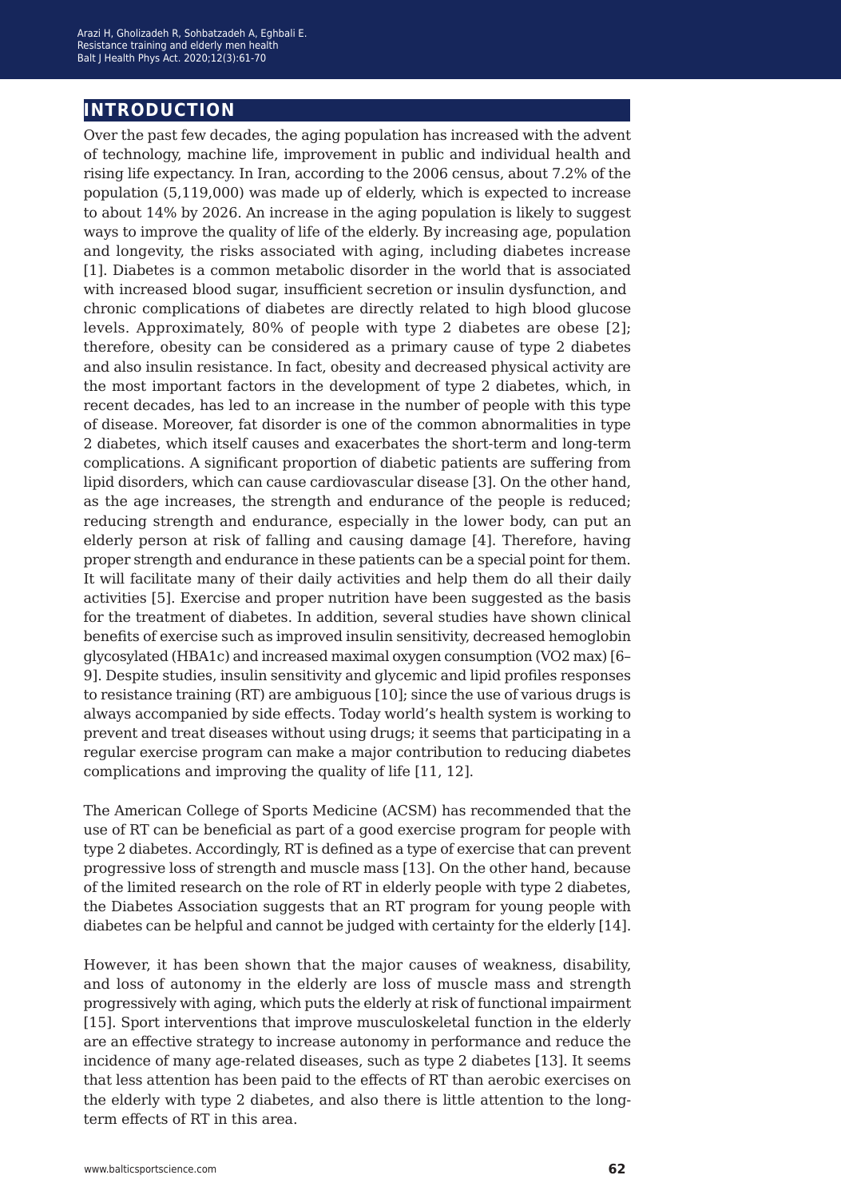## INTRODUCTION

Over the past few decades, the aging population has increased with the advent of technology, machine life, improvement in public and individual health and rising life expectancy. In Iran, according to the 2006 census, about 7.2% of the population (5,119,000) was made up of elderly, which is expected to increase to about 14% by 2026. An increase in the aging population is likely to suggest ways to improve the quality of life of the elderly. By increasing age, population and longevity, the risks associated with aging, including diabetes increase [1]. Diabetes is a common metabolic disorder in the world that is associated with increased blood sugar, insufficient secretion or insulin dysfunction, and chronic complications of diabetes are directly related to high blood glucose levels. Approximately, 80% of people with type 2 diabetes are obese [2]; therefore, obesity can be considered as a primary cause of type 2 diabetes and also insulin resistance. In fact, obesity and decreased physical activity are the most important factors in the development of type 2 diabetes, which, in recent decades, has led to an increase in the number of people with this type of disease. Moreover, fat disorder is one of the common abnormalities in type 2 diabetes, which itself causes and exacerbates the short-term and long-term complications. A significant proportion of diabetic patients are suffering from lipid disorders, which can cause cardiovascular disease [3]. On the other hand, as the age increases, the strength and endurance of the people is reduced; reducing strength and endurance, especially in the lower body, can put an elderly person at risk of falling and causing damage [4]. Therefore, having proper strength and endurance in these patients can be a special point for them. It will facilitate many of their daily activities and help them do all their daily activities [5]. Exercise and proper nutrition have been suggested as the basis for the treatment of diabetes. In addition, several studies have shown clinical benefits of exercise such as improved insulin sensitivity, decreased hemoglobin glycosylated (HBA1c) and increased maximal oxygen consumption (VO2 max) [6–9]. Despite studies, insulin sensitivity and glycemic and lipid profiles responses to resistance training (RT) are ambiguous [10]; since the use of various drugs is always accompanied by side effects. Today world's health system is working to prevent and treat diseases without using drugs; it seems that participating in a regular exercise program can make a major contribution to reducing diabetes complications and improving the quality of life [11, 12].

The American College of Sports Medicine (ACSM) has recommended that the use of RT can be beneficial as part of a good exercise program for people with type 2 diabetes. Accordingly, RT is defined as a type of exercise that can prevent progressive loss of strength and muscle mass [13]. On the other hand, because of the limited research on the role of RT in elderly people with type 2 diabetes, the Diabetes Association suggests that an RT program for young people with diabetes can be helpful and cannot be judged with certainty for the elderly [14].

However, it has been shown that the major causes of weakness, disability, and loss of autonomy in the elderly are loss of muscle mass and strength progressively with aging, which puts the elderly at risk of functional impairment [15]. Sport interventions that improve musculoskeletal function in the elderly are an effective strategy to increase autonomy in performance and reduce the incidence of many age-related diseases, such as type 2 diabetes [13]. It seems that less attention has been paid to the effects of RT than aerobic exercises on the elderly with type 2 diabetes, and also there is little attention to the long-term effects of RT in this area.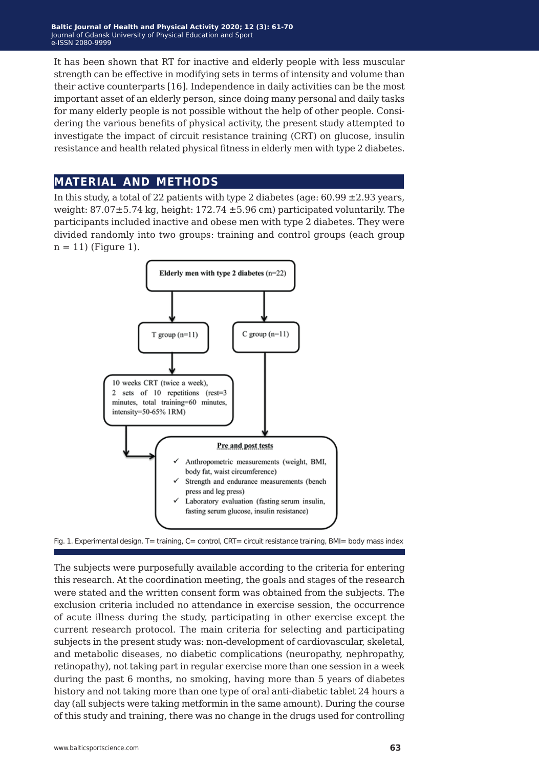It has been shown that RT for inactive and elderly people with less muscular strength can be effective in modifying sets in terms of intensity and volume than their active counterparts [16]. Independence in daily activities can be the most important asset of an elderly person, since doing many personal and daily tasks for many elderly people is not possible without the help of other people. Considering the various benefits of physical activity, the present study attempted to investigate the impact of circuit resistance training (CRT) on glucose, insulin resistance and health related physical fitness in elderly men with type 2 diabetes.

## MATERIAL AND METHODS

In this study, a total of 22 patients with type 2 diabetes (age: 60.99 ±2.93 years, weight: 87.07±5.74 kg, height: 172.74 ±5.96 cm) participated voluntarily. The participants included inactive and obese men with type 2 diabetes. They were divided randomly into two groups: training and control groups (each group n = 11) (Figure 1).

Fig. 1. Experimental design. T= training, C= control, CRT= circuit resistance training, BMI= body mass index

The subjects were purposefully available according to the criteria for entering this research. At the coordination meeting, the goals and stages of the research were stated and the written consent form was obtained from the subjects. The exclusion criteria included no attendance in exercise session, the occurrence of acute illness during the study, participating in other exercise except the current research protocol. The main criteria for selecting and participating subjects in the present study was: non-development of cardiovascular, skeletal, and metabolic diseases, no diabetic complications (neuropathy, nephropathy, retinopathy), not taking part in regular exercise more than one session in a week during the past 6 months, no smoking, having more than 5 years of diabetes history and not taking more than one type of oral anti-diabetic tablet 24 hours a day (all subjects were taking metformin in the same amount). During the course of this study and training, there was no change in the drugs used for controlling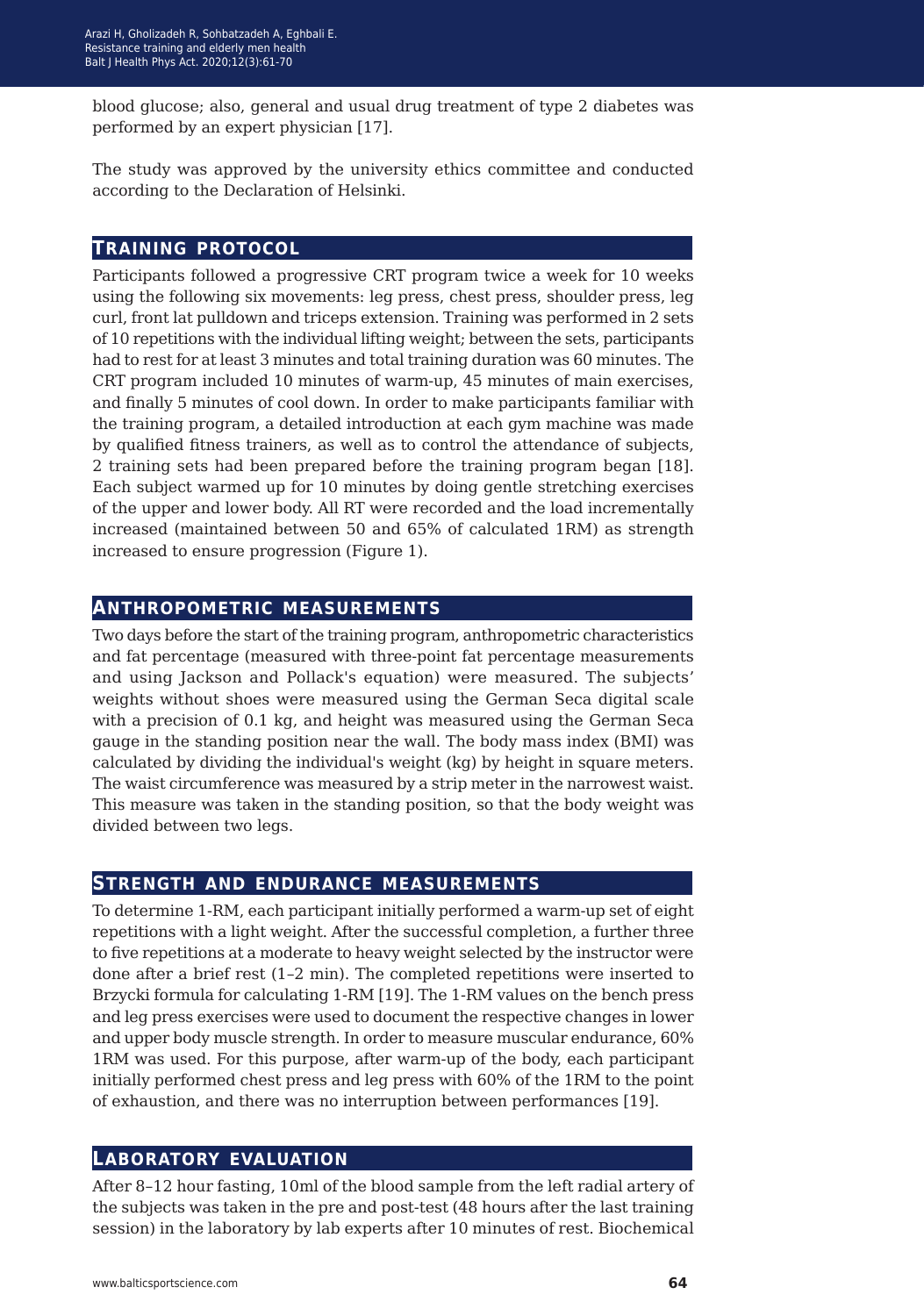blood glucose; also, general and usual drug treatment of type 2 diabetes was performed by an expert physician [17].

The study was approved by the university ethics committee and conducted according to the Declaration of Helsinki.

## Training protocol

Participants followed a progressive CRT program twice a week for 10 weeks using the following six movements: leg press, chest press, shoulder press, leg curl, front lat pulldown and triceps extension. Training was performed in 2 sets of 10 repetitions with the individual lifting weight; between the sets, participants had to rest for at least 3 minutes and total training duration was 60 minutes. The CRT program included 10 minutes of warm-up, 45 minutes of main exercises, and finally 5 minutes of cool down. In order to make participants familiar with the training program, a detailed introduction at each gym machine was made by qualified fitness trainers, as well as to control the attendance of subjects, 2 training sets had been prepared before the training program began [18]. Each subject warmed up for 10 minutes by doing gentle stretching exercises of the upper and lower body. All RT were recorded and the load incrementally increased (maintained between 50 and 65% of calculated 1RM) as strength increased to ensure progression (Figure 1).

## Anthropometric measurements

Two days before the start of the training program, anthropometric characteristics and fat percentage (measured with three-point fat percentage measurements and using Jackson and Pollack's equation) were measured. The subjects' weights without shoes were measured using the German Seca digital scale with a precision of 0.1 kg, and height was measured using the German Seca gauge in the standing position near the wall. The body mass index (BMI) was calculated by dividing the individual's weight (kg) by height in square meters. The waist circumference was measured by a strip meter in the narrowest waist. This measure was taken in the standing position, so that the body weight was divided between two legs.

## Strength and endurance measurements

To determine 1-RM, each participant initially performed a warm-up set of eight repetitions with a light weight. After the successful completion, a further three to five repetitions at a moderate to heavy weight selected by the instructor were done after a brief rest (1–2 min). The completed repetitions were inserted to Brzycki formula for calculating 1-RM [19]. The 1-RM values on the bench press and leg press exercises were used to document the respective changes in lower and upper body muscle strength. In order to measure muscular endurance, 60% 1RM was used. For this purpose, after warm-up of the body, each participant initially performed chest press and leg press with 60% of the 1RM to the point of exhaustion, and there was no interruption between performances [19].

## Laboratory evaluation

After 8–12 hour fasting, 10ml of the blood sample from the left radial artery of the subjects was taken in the pre and post-test (48 hours after the last training session) in the laboratory by lab experts after 10 minutes of rest. Biochemical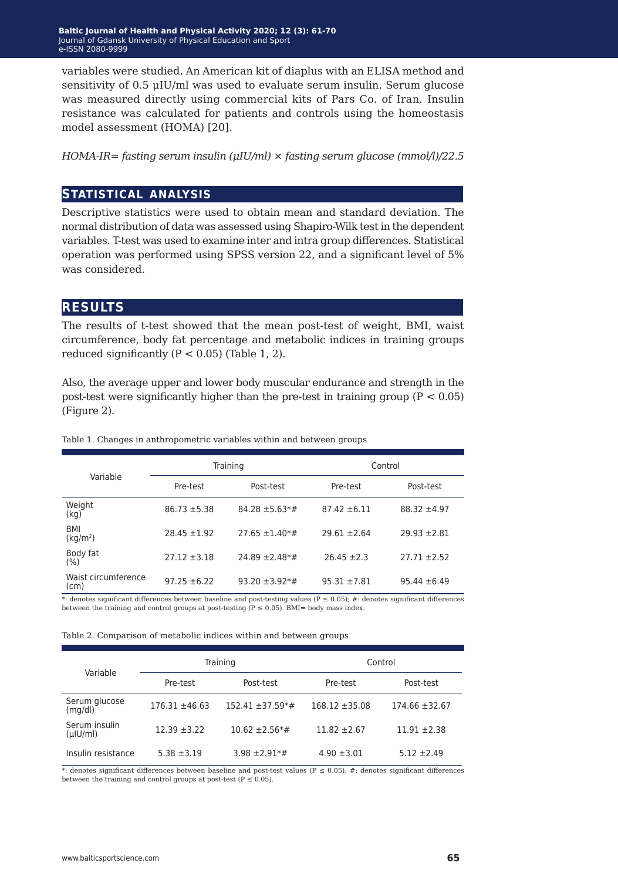variables were studied. An American kit of diaplus with an ELISA method and sensitivity of 0.5 μIU/ml was used to evaluate serum insulin. Serum glucose was measured directly using commercial kits of Pars Co. of Iran. Insulin resistance was calculated for patients and controls using the homeostasis model assessment (HOMA) [20].

*HOMA-IR= fasting serum insulin (μIU/ml) × fasting serum glucose (mmol/l)/22.5*

## Statistical analysis

Descriptive statistics were used to obtain mean and standard deviation. The normal distribution of data was assessed using Shapiro-Wilk test in the dependent variables. T-test was used to examine inter and intra group differences. Statistical operation was performed using SPSS version 22, and a significant level of 5% was considered.

## Results

The results of t-test showed that the mean post-test of weight, BMI, waist circumference, body fat percentage and metabolic indices in training groups reduced significantly ($P < 0.05$) (Table 1, 2).

Also, the average upper and lower body muscular endurance and strength in the post-test were significantly higher than the pre-test in training group ($P < 0.05$) (Figure 2).

Table 1. Changes in anthropometric variables within and between groups

| Variable | Training | | Control | |
|---|---|---|---|---|
| | Pre-test | Post-test | Pre-test | Post-test |
| Weight (kg) | 86.73 ±5.38 | 84.28 ±5.63*# | 87.42 ±6.11 | 88.32 ±4.97 |
| BMI (kg/m$^2$) | 28.45 ±1.92 | 27.65 ±1.40*# | 29.61 ±2.64 | 29.93 ±2.81 |
| Body fat (%) | 27.12 ±3.18 | 24.89 ±2.48*# | 26.45 ±2.3 | 27.71 ±2.52 |
| Waist circumference (cm) | 97.25 ±6.22 | 93.20 ±3.92*# | 95.31 ±7.81 | 95.44 ±6.49 |

*: denotes significant differences between baseline and post-testing values ($P \leq 0.05$); #: denotes significant differences between the training and control groups at post-testing ($P \leq 0.05$). BMI= body mass index.

Table 2. Comparison of metabolic indices within and between groups

| Variable | Training | | Control | |
|---|---|---|---|---|
| | Pre-test | Post-test | Pre-test | Post-test |
| Serum glucose (mg/dl) | 176.31 ±46.63 | 152.41 ±37.59*# | 168.12 ±35.08 | 174.66 ±32.67 |
| Serum insulin (μIU/ml) | 12.39 ±3.22 | 10.62 ±2.56*# | 11.82 ±2.67 | 11.91 ±2.38 |
| Insulin resistance | 5.38 ±3.19 | 3.98 ±2.91*# | 4.90 ±3.01 | 5.12 ±2.49 |

*: denotes significant differences between baseline and post-test values ($P \leq 0.05$); #: denotes significant differences between the training and control groups at post-test ($P \leq 0.05$).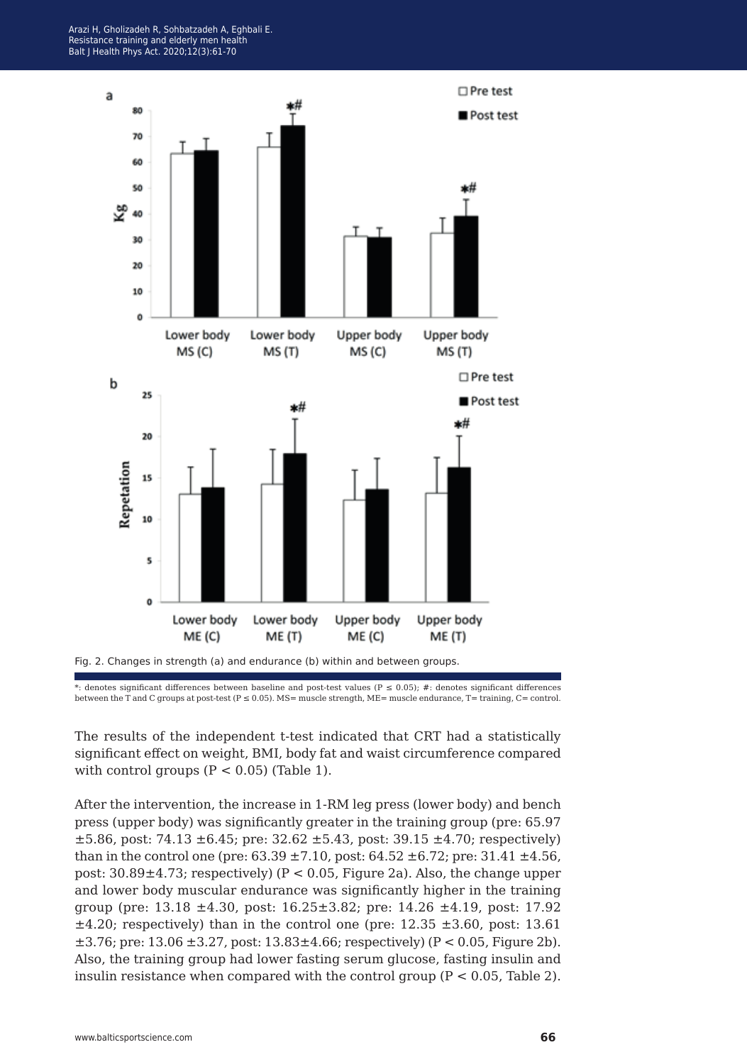Fig. 2. Changes in strength (a) and endurance (b) within and between groups.

*: denotes significant differences between baseline and post-test values ($P \leq 0.05$); #: denotes significant differences between the T and C groups at post-test ($P \leq 0.05$). MS= muscle strength, ME= muscle endurance, T= training, C= control.

The results of the independent t-test indicated that CRT had a statistically significant effect on weight, BMI, body fat and waist circumference compared with control groups ($P < 0.05$) (Table 1).

After the intervention, the increase in 1-RM leg press (lower body) and bench press (upper body) was significantly greater in the training group (pre: 65.97 ±5.86, post: 74.13 ±6.45; pre: 32.62 ±5.43, post: 39.15 ±4.70; respectively) than in the control one (pre: 63.39 ±7.10, post: 64.52 ±6.72; pre: 31.41 ±4.56, post: 30.89±4.73; respectively) ($P < 0.05$, Figure 2a). Also, the change upper and lower body muscular endurance was significantly higher in the training group (pre: 13.18 ±4.30, post: 16.25±3.82; pre: 14.26 ±4.19, post: 17.92 ±4.20; respectively) than in the control one (pre: 12.35 ±3.60, post: 13.61 ±3.76; pre: 13.06 ±3.27, post: 13.83±4.66; respectively) ($P < 0.05$, Figure 2b). Also, the training group had lower fasting serum glucose, fasting insulin and insulin resistance when compared with the control group ($P < 0.05$, Table 2).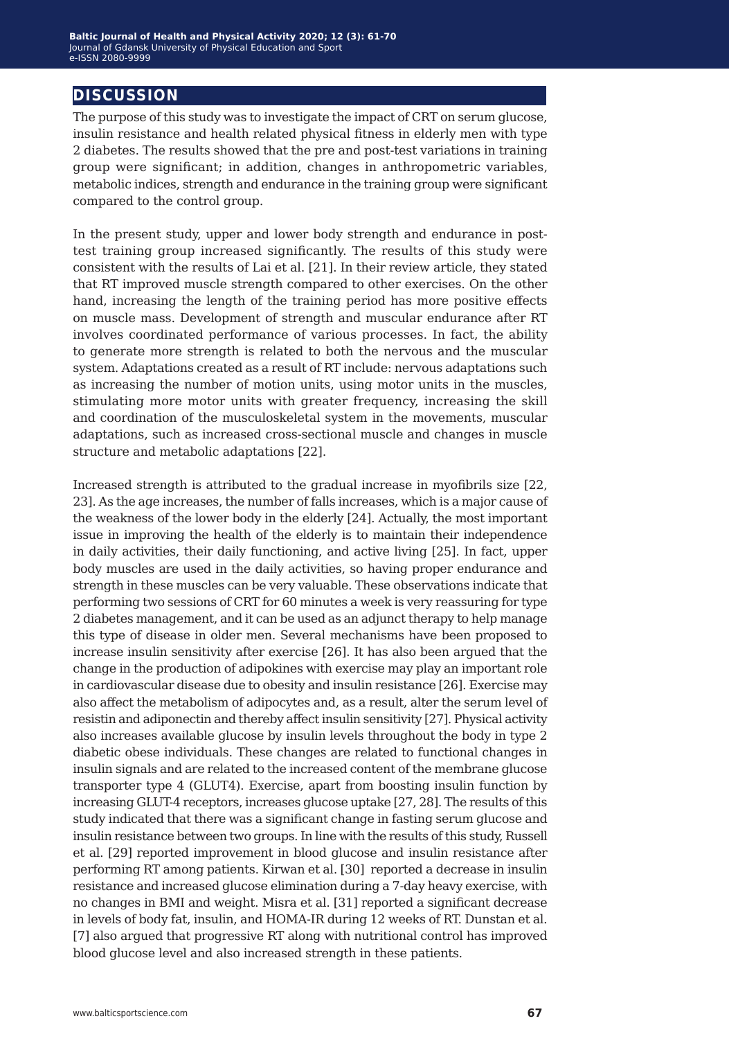## DISCUSSION

The purpose of this study was to investigate the impact of CRT on serum glucose, insulin resistance and health related physical fitness in elderly men with type 2 diabetes. The results showed that the pre and post-test variations in training group were significant; in addition, changes in anthropometric variables, metabolic indices, strength and endurance in the training group were significant compared to the control group.

In the present study, upper and lower body strength and endurance in post-test training group increased significantly. The results of this study were consistent with the results of Lai et al. [21]. In their review article, they stated that RT improved muscle strength compared to other exercises. On the other hand, increasing the length of the training period has more positive effects on muscle mass. Development of strength and muscular endurance after RT involves coordinated performance of various processes. In fact, the ability to generate more strength is related to both the nervous and the muscular system. Adaptations created as a result of RT include: nervous adaptations such as increasing the number of motion units, using motor units in the muscles, stimulating more motor units with greater frequency, increasing the skill and coordination of the musculoskeletal system in the movements, muscular adaptations, such as increased cross-sectional muscle and changes in muscle structure and metabolic adaptations [22].

Increased strength is attributed to the gradual increase in myofibrils size [22, 23]. As the age increases, the number of falls increases, which is a major cause of the weakness of the lower body in the elderly [24]. Actually, the most important issue in improving the health of the elderly is to maintain their independence in daily activities, their daily functioning, and active living [25]. In fact, upper body muscles are used in the daily activities, so having proper endurance and strength in these muscles can be very valuable. These observations indicate that performing two sessions of CRT for 60 minutes a week is very reassuring for type 2 diabetes management, and it can be used as an adjunct therapy to help manage this type of disease in older men. Several mechanisms have been proposed to increase insulin sensitivity after exercise [26]. It has also been argued that the change in the production of adipokines with exercise may play an important role in cardiovascular disease due to obesity and insulin resistance [26]. Exercise may also affect the metabolism of adipocytes and, as a result, alter the serum level of resistin and adiponectin and thereby affect insulin sensitivity [27]. Physical activity also increases available glucose by insulin levels throughout the body in type 2 diabetic obese individuals. These changes are related to functional changes in insulin signals and are related to the increased content of the membrane glucose transporter type 4 (GLUT4). Exercise, apart from boosting insulin function by increasing GLUT-4 receptors, increases glucose uptake [27, 28]. The results of this study indicated that there was a significant change in fasting serum glucose and insulin resistance between two groups. In line with the results of this study, Russell et al. [29] reported improvement in blood glucose and insulin resistance after performing RT among patients. Kirwan et al. [30] reported a decrease in insulin resistance and increased glucose elimination during a 7-day heavy exercise, with no changes in BMI and weight. Misra et al. [31] reported a significant decrease in levels of body fat, insulin, and HOMA-IR during 12 weeks of RT. Dunstan et al. [7] also argued that progressive RT along with nutritional control has improved blood glucose level and also increased strength in these patients.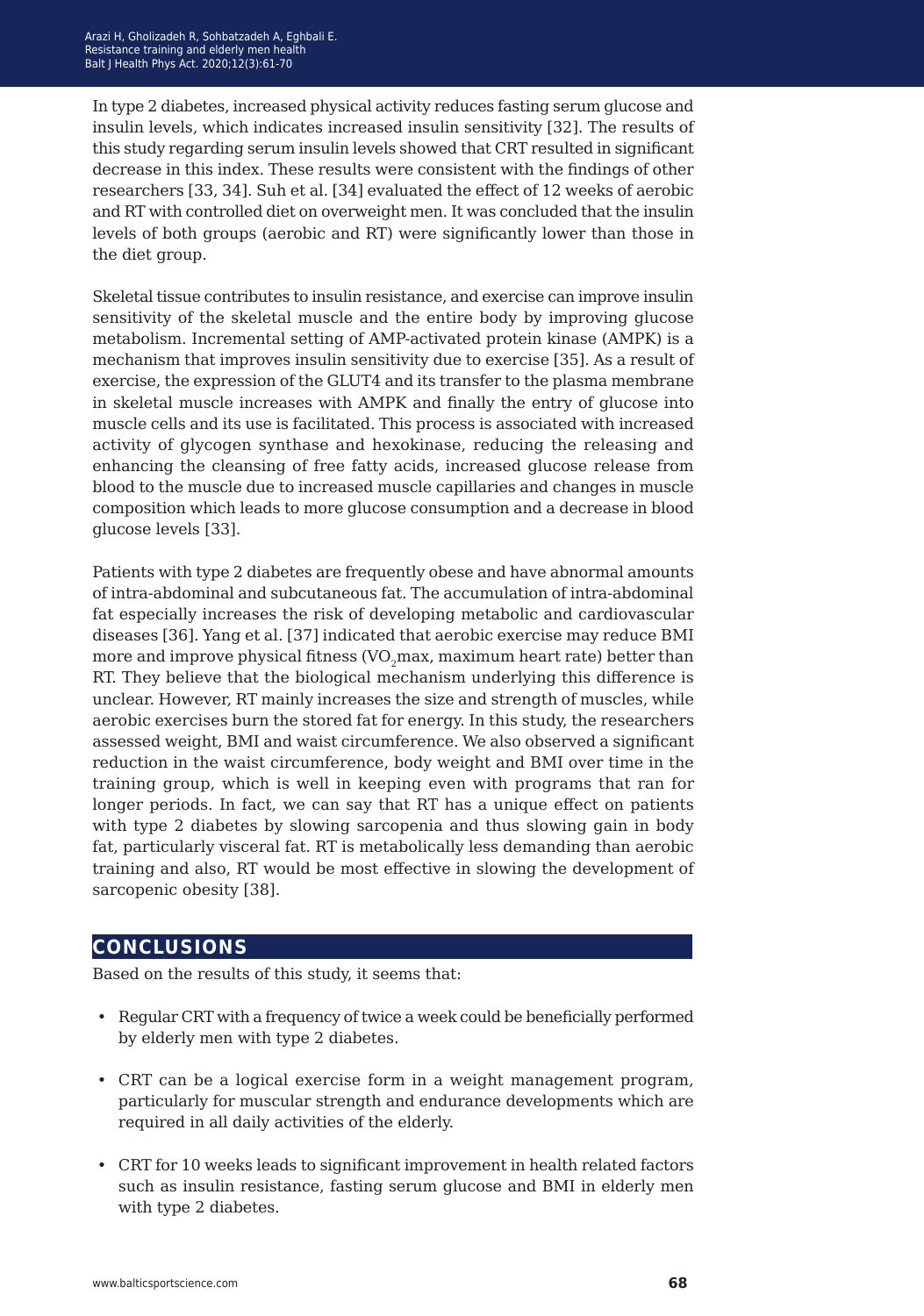In type 2 diabetes, increased physical activity reduces fasting serum glucose and insulin levels, which indicates increased insulin sensitivity [32]. The results of this study regarding serum insulin levels showed that CRT resulted in significant decrease in this index. These results were consistent with the findings of other researchers [33, 34]. Suh et al. [34] evaluated the effect of 12 weeks of aerobic and RT with controlled diet on overweight men. It was concluded that the insulin levels of both groups (aerobic and RT) were significantly lower than those in the diet group.

Skeletal tissue contributes to insulin resistance, and exercise can improve insulin sensitivity of the skeletal muscle and the entire body by improving glucose metabolism. Incremental setting of AMP-activated protein kinase (AMPK) is a mechanism that improves insulin sensitivity due to exercise [35]. As a result of exercise, the expression of the GLUT4 and its transfer to the plasma membrane in skeletal muscle increases with AMPK and finally the entry of glucose into muscle cells and its use is facilitated. This process is associated with increased activity of glycogen synthase and hexokinase, reducing the releasing and enhancing the cleansing of free fatty acids, increased glucose release from blood to the muscle due to increased muscle capillaries and changes in muscle composition which leads to more glucose consumption and a decrease in blood glucose levels [33].

Patients with type 2 diabetes are frequently obese and have abnormal amounts of intra-abdominal and subcutaneous fat. The accumulation of intra-abdominal fat especially increases the risk of developing metabolic and cardiovascular diseases [36]. Yang et al. [37] indicated that aerobic exercise may reduce BMI more and improve physical fitness ($VO_2$max, maximum heart rate) better than RT. They believe that the biological mechanism underlying this difference is unclear. However, RT mainly increases the size and strength of muscles, while aerobic exercises burn the stored fat for energy. In this study, the researchers assessed weight, BMI and waist circumference. We also observed a significant reduction in the waist circumference, body weight and BMI over time in the training group, which is well in keeping even with programs that ran for longer periods. In fact, we can say that RT has a unique effect on patients with type 2 diabetes by slowing sarcopenia and thus slowing gain in body fat, particularly visceral fat. RT is metabolically less demanding than aerobic training and also, RT would be most effective in slowing the development of sarcopenic obesity [38].

## CONCLUSIONS

Based on the results of this study, it seems that:

- Regular CRT with a frequency of twice a week could be beneficially performed by elderly men with type 2 diabetes.
- CRT can be a logical exercise form in a weight management program, particularly for muscular strength and endurance developments which are required in all daily activities of the elderly.
- CRT for 10 weeks leads to significant improvement in health related factors such as insulin resistance, fasting serum glucose and BMI in elderly men with type 2 diabetes.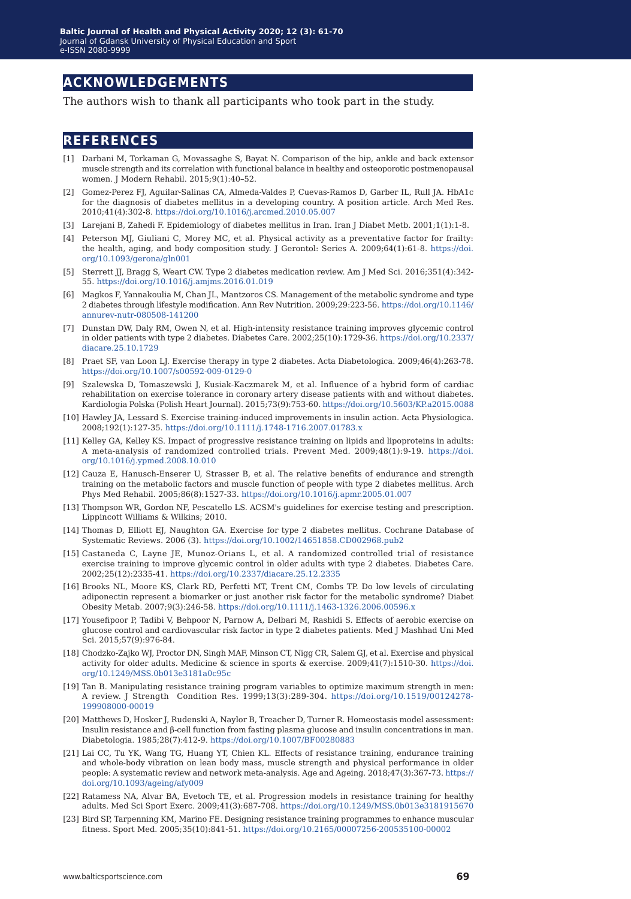## ACKNOWLEDGEMENTS

The authors wish to thank all participants who took part in the study.

## REFERENCES

[1] Darbani M, Torkaman G, Movassaghe S, Bayat N. Comparison of the hip, ankle and back extensor muscle strength and its correlation with functional balance in healthy and osteoporotic postmenopausal women. J Modern Rehabil. 2015;9(1):40–52.

[2] Gomez-Perez FJ, Aguilar-Salinas CA, Almeda-Valdes P, Cuevas-Ramos D, Garber IL, Rull JA. HbA1c for the diagnosis of diabetes mellitus in a developing country. A position article. Arch Med Res. 2010;41(4):302-8. https://doi.org/10.1016/j.arcmed.2010.05.007

[3] Larejani B, Zahedi F. Epidemiology of diabetes mellitus in Iran. Iran J Diabet Metb. 2001;1(1):1-8.

[4] Peterson MJ, Giuliani C, Morey MC, et al. Physical activity as a preventative factor for frailty: the health, aging, and body composition study. J Gerontol: Series A. 2009;64(1):61-8. https://doi.org/10.1093/gerona/gln001

[5] Sterrett JJ, Bragg S, Weart CW. Type 2 diabetes medication review. Am J Med Sci. 2016;351(4):342-55. https://doi.org/10.1016/j.amjms.2016.01.019

[6] Magkos F, Yannakoulia M, Chan JL, Mantzoros CS. Management of the metabolic syndrome and type 2 diabetes through lifestyle modification. Ann Rev Nutrition. 2009;29:223-56. https://doi.org/10.1146/annurev-nutr-080508-141200

[7] Dunstan DW, Daly RM, Owen N, et al. High-intensity resistance training improves glycemic control in older patients with type 2 diabetes. Diabetes Care. 2002;25(10):1729-36. https://doi.org/10.2337/diacare.25.10.1729

[8] Praet SF, van Loon LJ. Exercise therapy in type 2 diabetes. Acta Diabetologica. 2009;46(4):263-78. https://doi.org/10.1007/s00592-009-0129-0

[9] Szalewska D, Tomaszewski J, Kusiak-Kaczmarek M, et al. Influence of a hybrid form of cardiac rehabilitation on exercise tolerance in coronary artery disease patients with and without diabetes. Kardiologia Polska (Polish Heart Journal). 2015;73(9):753-60. https://doi.org/10.5603/KP.a2015.0088

[10] Hawley JA, Lessard S. Exercise training-induced improvements in insulin action. Acta Physiologica. 2008;192(1):127-35. https://doi.org/10.1111/j.1748-1716.2007.01783.x

[11] Kelley GA, Kelley KS. Impact of progressive resistance training on lipids and lipoproteins in adults: A meta-analysis of randomized controlled trials. Prevent Med. 2009;48(1):9-19. https://doi.org/10.1016/j.ypmed.2008.10.010

[12] Cauza E, Hanusch-Enserer U, Strasser B, et al. The relative benefits of endurance and strength training on the metabolic factors and muscle function of people with type 2 diabetes mellitus. Arch Phys Med Rehabil. 2005;86(8):1527-33. https://doi.org/10.1016/j.apmr.2005.01.007

[13] Thompson WR, Gordon NF, Pescatello LS. ACSM's guidelines for exercise testing and prescription. Lippincott Williams & Wilkins; 2010.

[14] Thomas D, Elliott EJ, Naughton GA. Exercise for type 2 diabetes mellitus. Cochrane Database of Systematic Reviews. 2006 (3). https://doi.org/10.1002/14651858.CD002968.pub2

[15] Castaneda C, Layne JE, Munoz-Orians L, et al. A randomized controlled trial of resistance exercise training to improve glycemic control in older adults with type 2 diabetes. Diabetes Care. 2002;25(12):2335-41. https://doi.org/10.2337/diacare.25.12.2335

[16] Brooks NL, Moore KS, Clark RD, Perfetti MT, Trent CM, Combs TP. Do low levels of circulating adiponectin represent a biomarker or just another risk factor for the metabolic syndrome? Diabet Obesity Metab. 2007;9(3):246-58. https://doi.org/10.1111/j.1463-1326.2006.00596.x

[17] Yousefipoor P, Tadibi V, Behpoor N, Parnow A, Delbari M, Rashidi S. Effects of aerobic exercise on glucose control and cardiovascular risk factor in type 2 diabetes patients. Med J Mashhad Uni Med Sci. 2015;57(9):976-84.

[18] Chodzko-Zajko WJ, Proctor DN, Singh MAF, Minson CT, Nigg CR, Salem GJ, et al. Exercise and physical activity for older adults. Medicine & science in sports & exercise. 2009;41(7):1510-30. https://doi.org/10.1249/MSS.0b013e3181a0c95c

[19] Tan B. Manipulating resistance training program variables to optimize maximum strength in men: A review. J Strength Condition Res. 1999;13(3):289-304. https://doi.org/10.1519/00124278-199908000-00019

[20] Matthews D, Hosker J, Rudenski A, Naylor B, Treacher D, Turner R. Homeostasis model assessment: Insulin resistance and β-cell function from fasting plasma glucose and insulin concentrations in man. Diabetologia. 1985;28(7):412-9. https://doi.org/10.1007/BF00280883

[21] Lai CC, Tu YK, Wang TG, Huang YT, Chien KL. Effects of resistance training, endurance training and whole-body vibration on lean body mass, muscle strength and physical performance in older people: A systematic review and network meta-analysis. Age and Ageing. 2018;47(3):367-73. https://doi.org/10.1093/ageing/afy009

[22] Ratamess NA, Alvar BA, Evetoch TE, et al. Progression models in resistance training for healthy adults. Med Sci Sport Exerc. 2009;41(3):687-708. https://doi.org/10.1249/MSS.0b013e3181915670

[23] Bird SP, Tarpenning KM, Marino FE. Designing resistance training programmes to enhance muscular fitness. Sport Med. 2005;35(10):841-51. https://doi.org/10.2165/00007256-200535100-00002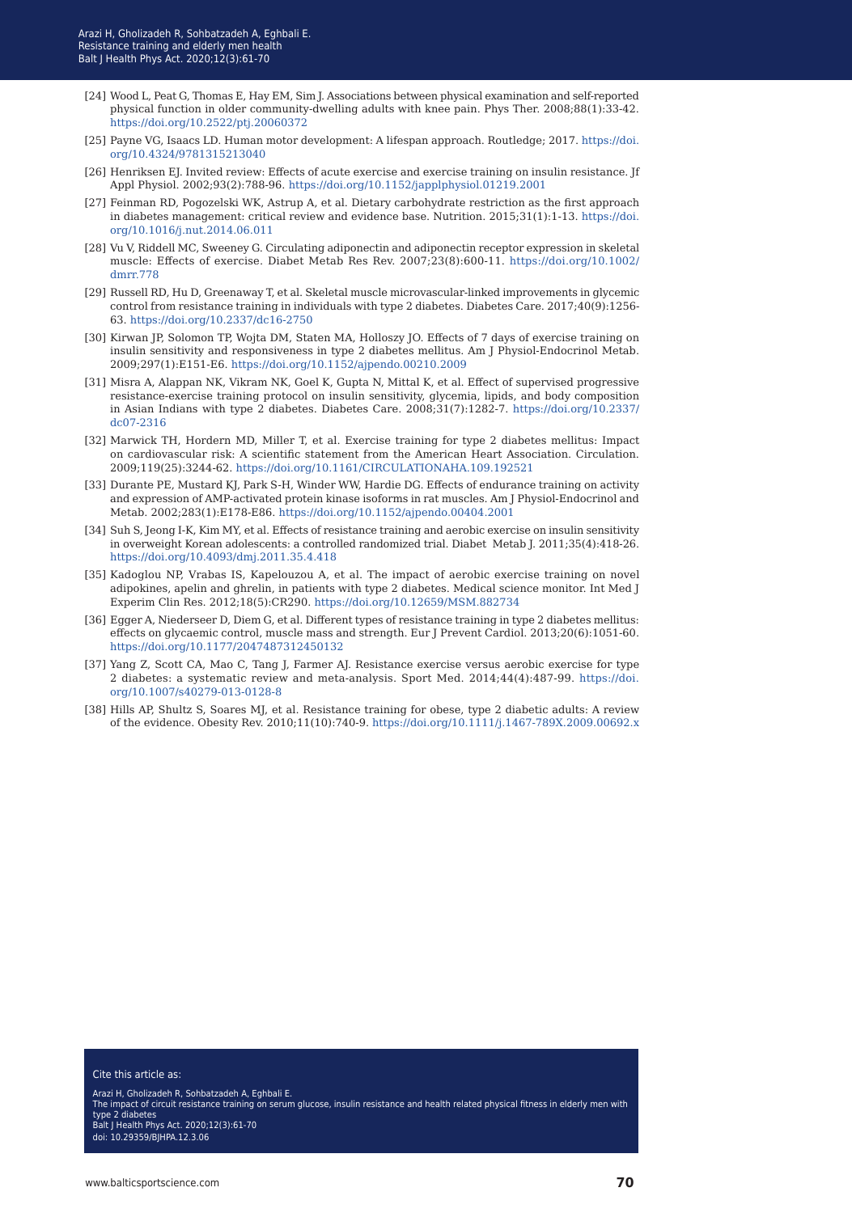[24] Wood L, Peat G, Thomas E, Hay EM, Sim J. Associations between physical examination and self-reported physical function in older community-dwelling adults with knee pain. Phys Ther. 2008;88(1):33-42. https://doi.org/10.2522/ptj.20060372

[25] Payne VG, Isaacs LD. Human motor development: A lifespan approach. Routledge; 2017. https://doi.org/10.4324/9781315213040

[26] Henriksen EJ. Invited review: Effects of acute exercise and exercise training on insulin resistance. Jf Appl Physiol. 2002;93(2):788-96. https://doi.org/10.1152/japplphysiol.01219.2001

[27] Feinman RD, Pogozelski WK, Astrup A, et al. Dietary carbohydrate restriction as the first approach in diabetes management: critical review and evidence base. Nutrition. 2015;31(1):1-13. https://doi.org/10.1016/j.nut.2014.06.011

[28] Vu V, Riddell MC, Sweeney G. Circulating adiponectin and adiponectin receptor expression in skeletal muscle: Effects of exercise. Diabet Metab Res Rev. 2007;23(8):600-11. https://doi.org/10.1002/dmrr.778

[29] Russell RD, Hu D, Greenaway T, et al. Skeletal muscle microvascular-linked improvements in glycemic control from resistance training in individuals with type 2 diabetes. Diabetes Care. 2017;40(9):1256-63. https://doi.org/10.2337/dc16-2750

[30] Kirwan JP, Solomon TP, Wojta DM, Staten MA, Holloszy JO. Effects of 7 days of exercise training on insulin sensitivity and responsiveness in type 2 diabetes mellitus. Am J Physiol-Endocrinol Metab. 2009;297(1):E151-E6. https://doi.org/10.1152/ajpendo.00210.2009

[31] Misra A, Alappan NK, Vikram NK, Goel K, Gupta N, Mittal K, et al. Effect of supervised progressive resistance-exercise training protocol on insulin sensitivity, glycemia, lipids, and body composition in Asian Indians with type 2 diabetes. Diabetes Care. 2008;31(7):1282-7. https://doi.org/10.2337/dc07-2316

[32] Marwick TH, Hordern MD, Miller T, et al. Exercise training for type 2 diabetes mellitus: Impact on cardiovascular risk: A scientific statement from the American Heart Association. Circulation. 2009;119(25):3244-62. https://doi.org/10.1161/CIRCULATIONAHA.109.192521

[33] Durante PE, Mustard KJ, Park S-H, Winder WW, Hardie DG. Effects of endurance training on activity and expression of AMP-activated protein kinase isoforms in rat muscles. Am J Physiol-Endocrinol and Metab. 2002;283(1):E178-E86. https://doi.org/10.1152/ajpendo.00404.2001

[34] Suh S, Jeong I-K, Kim MY, et al. Effects of resistance training and aerobic exercise on insulin sensitivity in overweight Korean adolescents: a controlled randomized trial. Diabet Metab J. 2011;35(4):418-26. https://doi.org/10.4093/dmj.2011.35.4.418

[35] Kadoglou NP, Vrabas IS, Kapelouzou A, et al. The impact of aerobic exercise training on novel adipokines, apelin and ghrelin, in patients with type 2 diabetes. Medical science monitor. Int Med J Experim Clin Res. 2012;18(5):CR290. https://doi.org/10.12659/MSM.882734

[36] Egger A, Niederseer D, Diem G, et al. Different types of resistance training in type 2 diabetes mellitus: effects on glycaemic control, muscle mass and strength. Eur J Prevent Cardiol. 2013;20(6):1051-60. https://doi.org/10.1177/2047487312450132

[37] Yang Z, Scott CA, Mao C, Tang J, Farmer AJ. Resistance exercise versus aerobic exercise for type 2 diabetes: a systematic review and meta-analysis. Sport Med. 2014;44(4):487-99. https://doi.org/10.1007/s40279-013-0128-8

[38] Hills AP, Shultz S, Soares MJ, et al. Resistance training for obese, type 2 diabetic adults: A review of the evidence. Obesity Rev. 2010;11(10):740-9. https://doi.org/10.1111/j.1467-789X.2009.00692.x

Cite this article as:

Arazi H, Gholizadeh R, Sohbatzadeh A, Eghbali E.
The impact of circuit resistance training on serum glucose, insulin resistance and health related physical fitness in elderly men with type 2 diabetes
Balt J Health Phys Act. 2020;12(3):61-70
doi: 10.29359/BJHPA.12.3.06